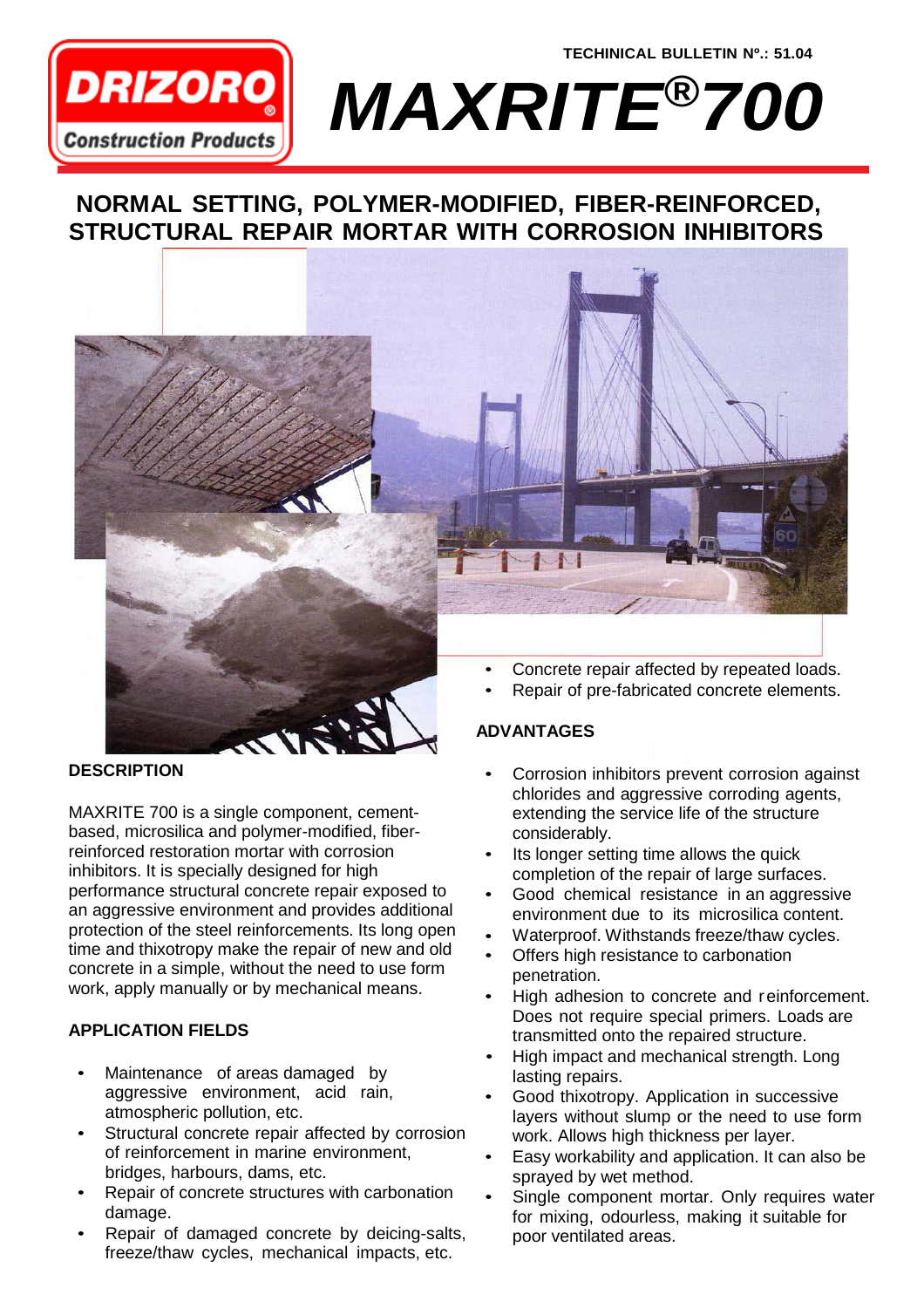TECHINICAL BULLETIN Nº.: 51.04

DRIZORO Construction Products

# MAXRITE®700

## NORMAL SETTING, POLYMER-MODIFIED, FIBER-REINFORCED, STRUCTURAL REPAIR MORTAR WITH CORROSION INHIBITORS

### DESCRIPTION

MAXRITE 700 is a single component, cement-based, microsilica and polymer-modified, fiber-reinforced restoration mortar with corrosion inhibitors. It is specially designed for high performance structural concrete repair exposed to an aggressive environment and provides additional protection of the steel reinforcements. Its long open time and thixotropy make the repair of new and old concrete in a simple, without the need to use form work, apply manually or by mechanical means.

### APPLICATION FIELDS

- Maintenance of areas damaged by aggressive environment, acid rain, atmospheric pollution, etc.
- Structural concrete repair affected by corrosion of reinforcement in marine environment, bridges, harbours, dams, etc.
- Repair of concrete structures with carbonation damage.
- Repair of damaged concrete by deicing-salts, freeze/thaw cycles, mechanical impacts, etc.
- Concrete repair affected by repeated loads.
- Repair of pre-fabricated concrete elements.

### ADVANTAGES

- Corrosion inhibitors prevent corrosion against chlorides and aggressive corroding agents, extending the service life of the structure considerably.
- Its longer setting time allows the quick completion of the repair of large surfaces.
- Good chemical resistance in an aggressive environment due to its microsilica content.
- Waterproof. Withstands freeze/thaw cycles.
- Offers high resistance to carbonation penetration.
- High adhesion to concrete and reinforcement. Does not require special primers. Loads are transmitted onto the repaired structure.
- High impact and mechanical strength. Long lasting repairs.
- Good thixotropy. Application in successive layers without slump or the need to use form work. Allows high thickness per layer.
- Easy workability and application. It can also be sprayed by wet method.
- Single component mortar. Only requires water for mixing, odourless, making it suitable for poor ventilated areas.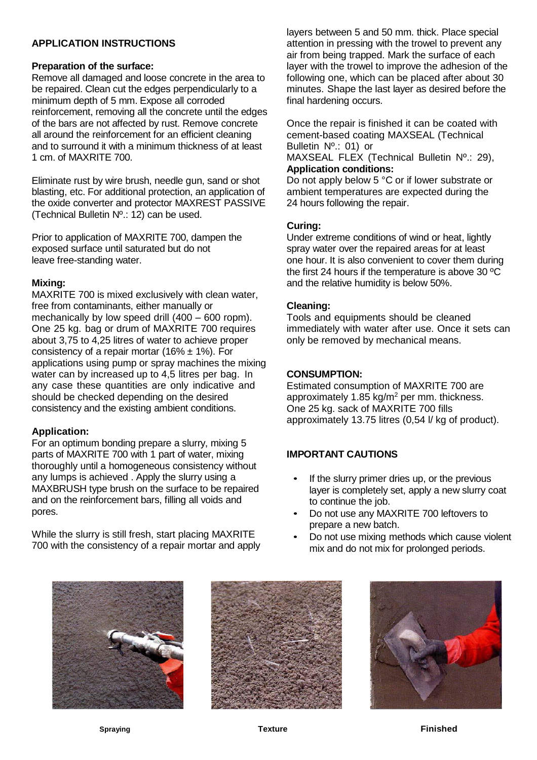## APPLICATION INSTRUCTIONS

### Preparation of the surface:

Remove all damaged and loose concrete in the area to be repaired. Clean cut the edges perpendicularly to a minimum depth of 5 mm. Expose all corroded reinforcement, removing all the concrete until the edges of the bars are not affected by rust. Remove concrete all around the reinforcement for an efficient cleaning and to surround it with a minimum thickness of at least 1 cm. of MAXRITE 700.

Eliminate rust by wire brush, needle gun, sand or shot blasting, etc. For additional protection, an application of the oxide converter and protector MAXREST PASSIVE (Technical Bulletin Nº.: 12) can be used.

Prior to application of MAXRITE 700, dampen the exposed surface until saturated but do not leave free-standing water.

### Mixing:

MAXRITE 700 is mixed exclusively with clean water, free from contaminants, either manually or mechanically by low speed drill (400 – 600 ropm). One 25 kg. bag or drum of MAXRITE 700 requires about 3,75 to 4,25 litres of water to achieve proper consistency of a repair mortar (16% ± 1%). For applications using pump or spray machines the mixing water can by increased up to 4,5 litres per bag. In any case these quantities are only indicative and should be checked depending on the desired consistency and the existing ambient conditions.

### Application:

For an optimum bonding prepare a slurry, mixing 5 parts of MAXRITE 700 with 1 part of water, mixing thoroughly until a homogeneous consistency without any lumps is achieved . Apply the slurry using a MAXBRUSH type brush on the surface to be repaired and on the reinforcement bars, filling all voids and pores.

While the slurry is still fresh, start placing MAXRITE 700 with the consistency of a repair mortar and apply layers between 5 and 50 mm. thick. Place special attention in pressing with the trowel to prevent any air from being trapped. Mark the surface of each layer with the trowel to improve the adhesion of the following one, which can be placed after about 30 minutes. Shape the last layer as desired before the final hardening occurs.

Once the repair is finished it can be coated with cement-based coating MAXSEAL (Technical Bulletin Nº.: 01) or MAXSEAL FLEX (Technical Bulletin Nº.: 29),

### Application conditions:

Do not apply below 5 °C or if lower substrate or ambient temperatures are expected during the 24 hours following the repair.

### Curing:

Under extreme conditions of wind or heat, lightly spray water over the repaired areas for at least one hour. It is also convenient to cover them during the first 24 hours if the temperature is above 30 ºC and the relative humidity is below 50%.

### Cleaning:

Tools and equipments should be cleaned immediately with water after use. Once it sets can only be removed by mechanical means.

## CONSUMPTION:

Estimated consumption of MAXRITE 700 are approximately 1.85 kg/m$^2$ per mm. thickness. One 25 kg. sack of MAXRITE 700 fills approximately 13.75 litres (0,54 l/ kg of product).

## IMPORTANT CAUTIONS

- If the slurry primer dries up, or the previous layer is completely set, apply a new slurry coat to continue the job.
- Do not use any MAXRITE 700 leftovers to prepare a new batch.
- Do not use mixing methods which cause violent mix and do not mix for prolonged periods.

Spraying

Texture

Finished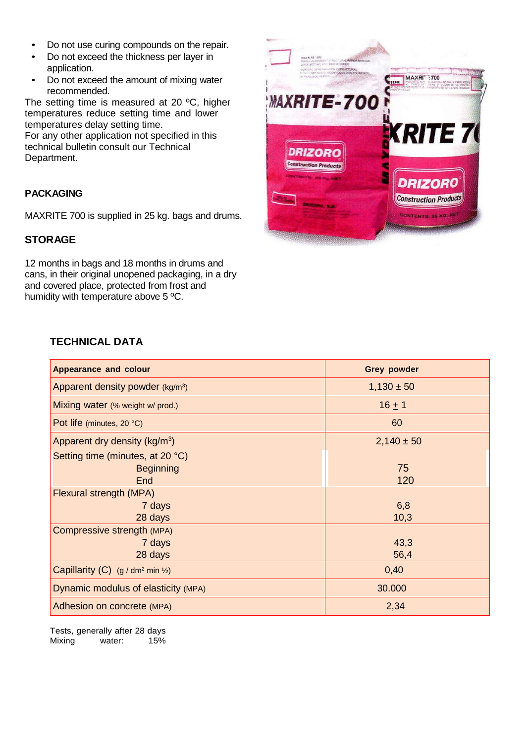- Do not use curing compounds on the repair.
- Do not exceed the thickness per layer in application.
- Do not exceed the amount of mixing water recommended.

The setting time is measured at 20 ºC, higher temperatures reduce setting time and lower temperatures delay setting time.
For any other application not specified in this technical bulletin consult our Technical Department.

## PACKAGING

MAXRITE 700 is supplied in 25 kg. bags and drums.

## STORAGE

12 months in bags and 18 months in drums and cans, in their original unopened packaging, in a dry and covered place, protected from frost and humidity with temperature above 5 ºC.

## TECHNICAL DATA

| **Appearance and colour** | **Grey powder** |
|---|---|
| Apparent density powder (kg/m³) | 1,130 ± 50 |
| Mixing water (% weight w/ prod.) | 16 ± 1 |
| Pot life (minutes, 20 °C) | 60 |
| Apparent dry density (kg/m³) | 2,140 ± 50 |
| Setting time (minutes, at 20 °C) | |
| Beginning | 75 |
| End | 120 |
| Flexural strength (MPA) | |
| 7 days | 6,8 |
| 28 days | 10,3 |
| Compressive strength (MPA) | |
| 7 days | 43,3 |
| 28 days | 56,4 |
| Capillarity (C) (g / dm² min ½) | 0,40 |
| Dynamic modulus of elasticity (MPA) | 30.000 |
| Adhesion on concrete (MPA) | 2,34 |

Tests, generally after 28 days
Mixing water: 15%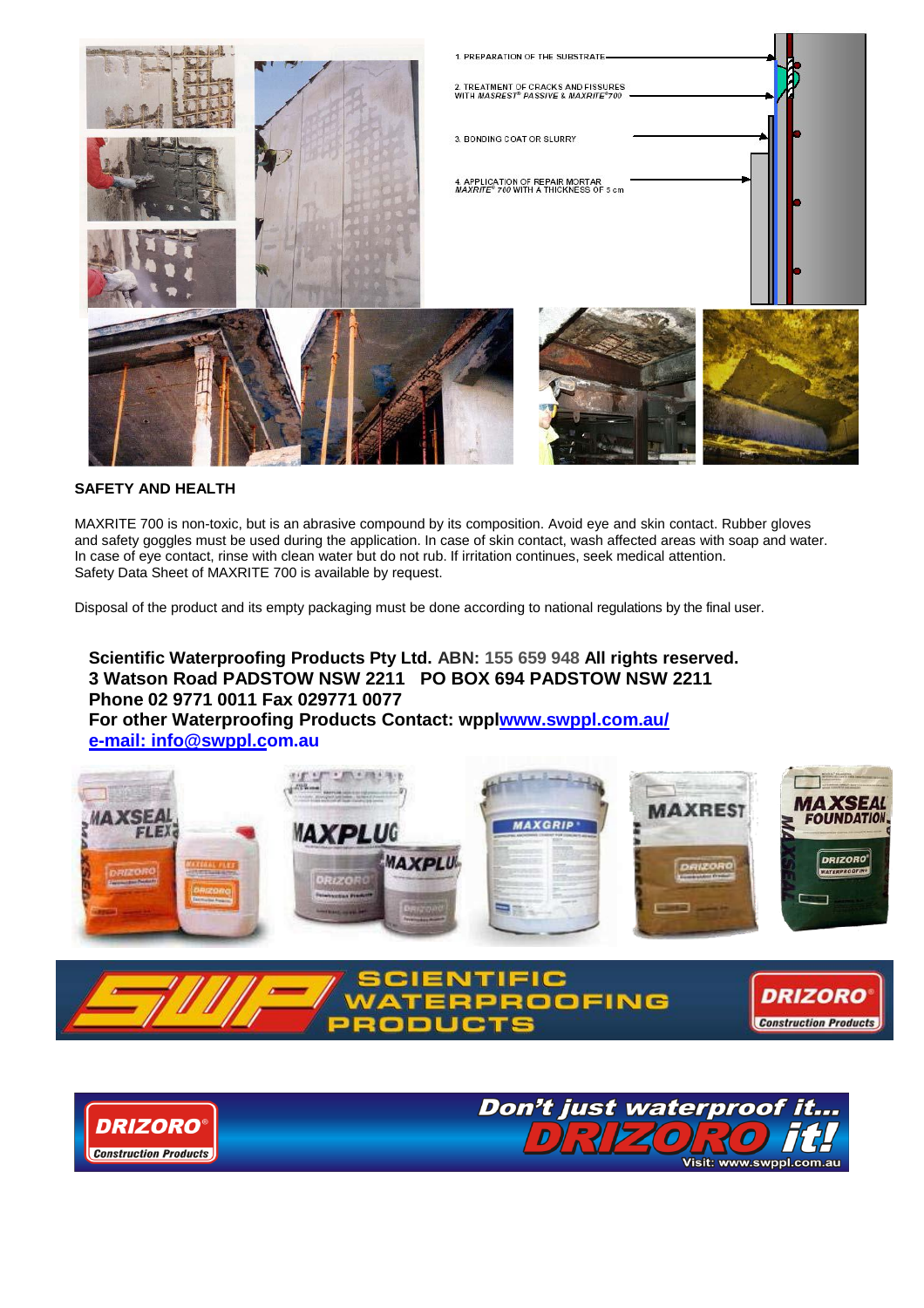1. PREPARATION OF THE SUBSTRATE

2. TREATMENT OF CRACKS AND FISSURES WITH MASREST® PASSIVE & MAXRITE®700

3. BONDING COAT OR SLURRY

4. APPLICATION OF REPAIR MORTAR MAXRITE® 700 WITH A THICKNESS OF 5 cm

**SAFETY AND HEALTH**

MAXRITE 700 is non-toxic, but is an abrasive compound by its composition. Avoid eye and skin contact. Rubber gloves and safety goggles must be used during the application. In case of skin contact, wash affected areas with soap and water. In case of eye contact, rinse with clean water but do not rub. If irritation continues, seek medical attention.
Safety Data Sheet of MAXRITE 700 is available by request.

Disposal of the product and its empty packaging must be done according to national regulations by the final user.

**Scientific Waterproofing Products Pty Ltd.** ABN: 155 659 948 **All rights reserved.**
**3 Watson Road PADSTOW NSW 2211 PO BOX 694 PADSTOW NSW 2211**
**Phone 02 9771 0011 Fax 029771 0077**
**For other Waterproofing Products Contact: wppl[www.swppl.com.au/](www.swppl.com.au/)**
**[e-mail: info@swppl.com.au](mailto:info@swppl.com.au)**

SCIENTIFIC WATERPROOFING PRODUCTS

DRIZORO® Construction Products

Don't just waterproof it... DRIZORO it!

Visit: www.swppl.com.au